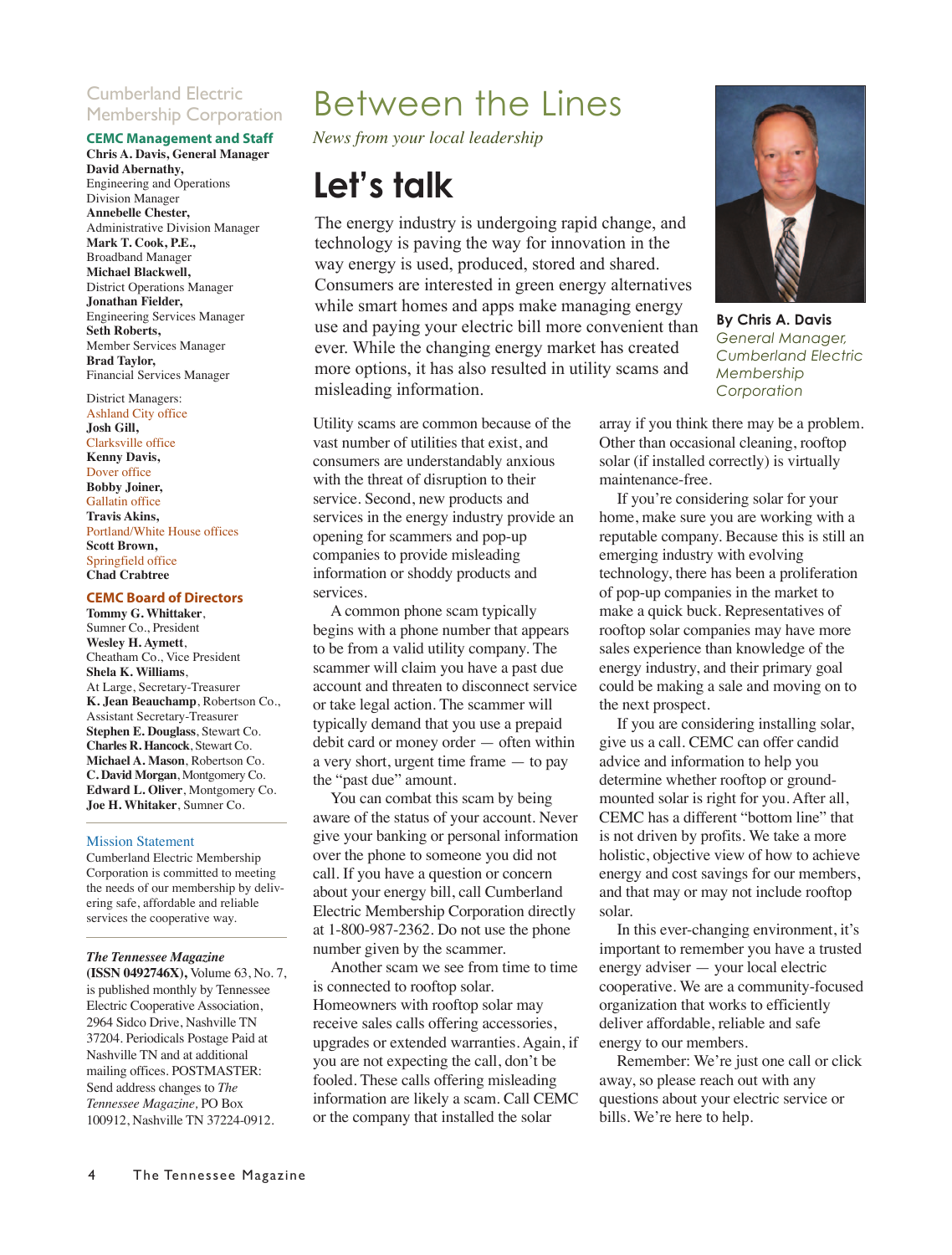# Between the Lines

*News from your local leadership*

## Let's talk

The energy industry is undergoing rapid change, and technology is paving the way for innovation in the way energy is used, produced, stored and shared. Consumers are interested in green energy alternatives while smart homes and apps make managing energy use and paying your electric bill more convenient than ever. While the changing energy market has created more options, it has also resulted in utility scams and misleading information.

**By Chris A. Davis**
*General Manager, Cumberland Electric Membership Corporation*

Utility scams are common because of the vast number of utilities that exist, and consumers are understandably anxious with the threat of disruption to their service. Second, new products and services in the energy industry provide an opening for scammers and pop-up companies to provide misleading information or shoddy products and services.

A common phone scam typically begins with a phone number that appears to be from a valid utility company. The scammer will claim you have a past due account and threaten to disconnect service or take legal action. The scammer will typically demand that you use a prepaid debit card or money order — often within a very short, urgent time frame — to pay the "past due" amount.

You can combat this scam by being aware of the status of your account. Never give your banking or personal information over the phone to someone you did not call. If you have a question or concern about your energy bill, call Cumberland Electric Membership Corporation directly at 1-800-987-2362. Do not use the phone number given by the scammer.

Another scam we see from time to time is connected to rooftop solar. Homeowners with rooftop solar may receive sales calls offering accessories, upgrades or extended warranties. Again, if you are not expecting the call, don't be fooled. These calls offering misleading information are likely a scam. Call CEMC or the company that installed the solar array if you think there may be a problem. Other than occasional cleaning, rooftop solar (if installed correctly) is virtually maintenance-free.

If you're considering solar for your home, make sure you are working with a reputable company. Because this is still an emerging industry with evolving technology, there has been a proliferation of pop-up companies in the market to make a quick buck. Representatives of rooftop solar companies may have more sales experience than knowledge of the energy industry, and their primary goal could be making a sale and moving on to the next prospect.

If you are considering installing solar, give us a call. CEMC can offer candid advice and information to help you determine whether rooftop or ground-mounted solar is right for you. After all, CEMC has a different "bottom line" that is not driven by profits. We take a more holistic, objective view of how to achieve energy and cost savings for our members, and that may or may not include rooftop solar.

In this ever-changing environment, it's important to remember you have a trusted energy adviser — your local electric cooperative. We are a community-focused organization that works to efficiently deliver affordable, reliable and safe energy to our members.

Remember: We're just one call or click away, so please reach out with any questions about your electric service or bills. We're here to help.

---

### Cumberland Electric Membership Corporation

**CEMC Management and Staff**

**Chris A. Davis, General Manager**
**David Abernathy,** Engineering and Operations Division Manager
**Annebelle Chester,** Administrative Division Manager
**Mark T. Cook, P.E.,** Broadband Manager
**Michael Blackwell,** District Operations Manager
**Jonathan Fielder,** Engineering Services Manager
**Seth Roberts,** Member Services Manager
**Brad Taylor,** Financial Services Manager

District Managers:
Ashland City office
**Josh Gill,**
Clarksville office
**Kenny Davis,**
Dover office
**Bobby Joiner,**
Gallatin office
**Travis Akins,**
Portland/White House offices
**Scott Brown,**
Springfield office
**Chad Crabtree**

**CEMC Board of Directors**

**Tommy G. Whittaker**, Sumner Co., President
**Wesley H. Aymett**, Cheatham Co., Vice President
**Shela K. Williams**, At Large, Secretary-Treasurer
**K. Jean Beauchamp**, Robertson Co., Assistant Secretary-Treasurer
**Stephen E. Douglass**, Stewart Co.
**Charles R. Hancock**, Stewart Co.
**Michael A. Mason**, Robertson Co.
**C. David Morgan**, Montgomery Co.
**Edward L. Oliver**, Montgomery Co.
**Joe H. Whitaker**, Sumner Co.

**Mission Statement**

Cumberland Electric Membership Corporation is committed to meeting the needs of our membership by delivering safe, affordable and reliable services the cooperative way.

***The Tennessee Magazine*** **(ISSN 0492746X),** Volume 63, No. 7, is published monthly by Tennessee Electric Cooperative Association, 2964 Sidco Drive, Nashville TN 37204. Periodicals Postage Paid at Nashville TN and at additional mailing offices. POSTMASTER: Send address changes to *The Tennessee Magazine*, PO Box 100912, Nashville TN 37224-0912.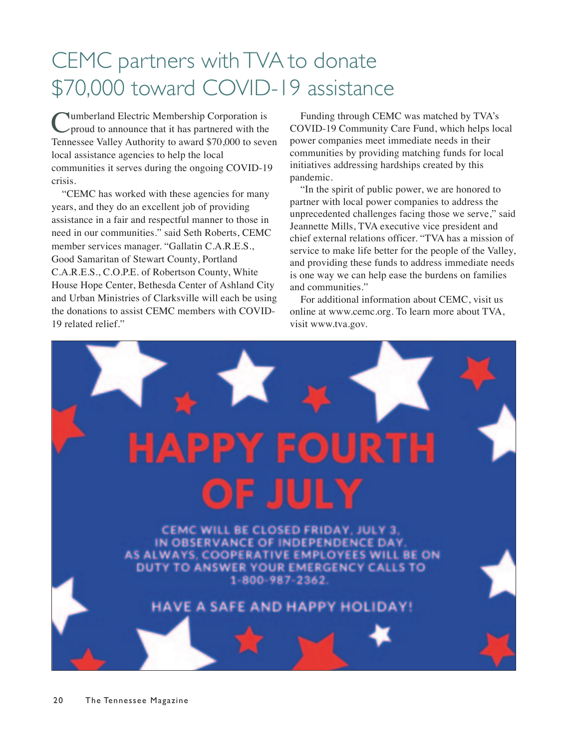# CEMC partners with TVA to donate $70,000 toward COVID-19 assistance

Cumberland Electric Membership Corporation is proud to announce that it has partnered with the Tennessee Valley Authority to award $70,000 to seven local assistance agencies to help the local communities it serves during the ongoing COVID-19 crisis.

"CEMC has worked with these agencies for many years, and they do an excellent job of providing assistance in a fair and respectful manner to those in need in our communities." said Seth Roberts, CEMC member services manager. "Gallatin C.A.R.E.S., Good Samaritan of Stewart County, Portland C.A.R.E.S., C.O.P.E. of Robertson County, White House Hope Center, Bethesda Center of Ashland City and Urban Ministries of Clarksville will each be using the donations to assist CEMC members with COVID-19 related relief."

Funding through CEMC was matched by TVA's COVID-19 Community Care Fund, which helps local power companies meet immediate needs in their communities by providing matching funds for local initiatives addressing hardships created by this pandemic.

"In the spirit of public power, we are honored to partner with local power companies to address the unprecedented challenges facing those we serve," said Jeannette Mills, TVA executive vice president and chief external relations officer. "TVA has a mission of service to make life better for the people of the Valley, and providing these funds to address immediate needs is one way we can help ease the burdens on families and communities."

For additional information about CEMC, visit us online at www.cemc.org. To learn more about TVA, visit www.tva.gov.

## HAPPY FOURTH OF JULY

CEMC WILL BE CLOSED FRIDAY, JULY 3, IN OBSERVANCE OF INDEPENDENCE DAY. AS ALWAYS, COOPERATIVE EMPLOYEES WILL BE ON DUTY TO ANSWER YOUR EMERGENCY CALLS TO 1-800-987-2362.

HAVE A SAFE AND HAPPY HOLIDAY!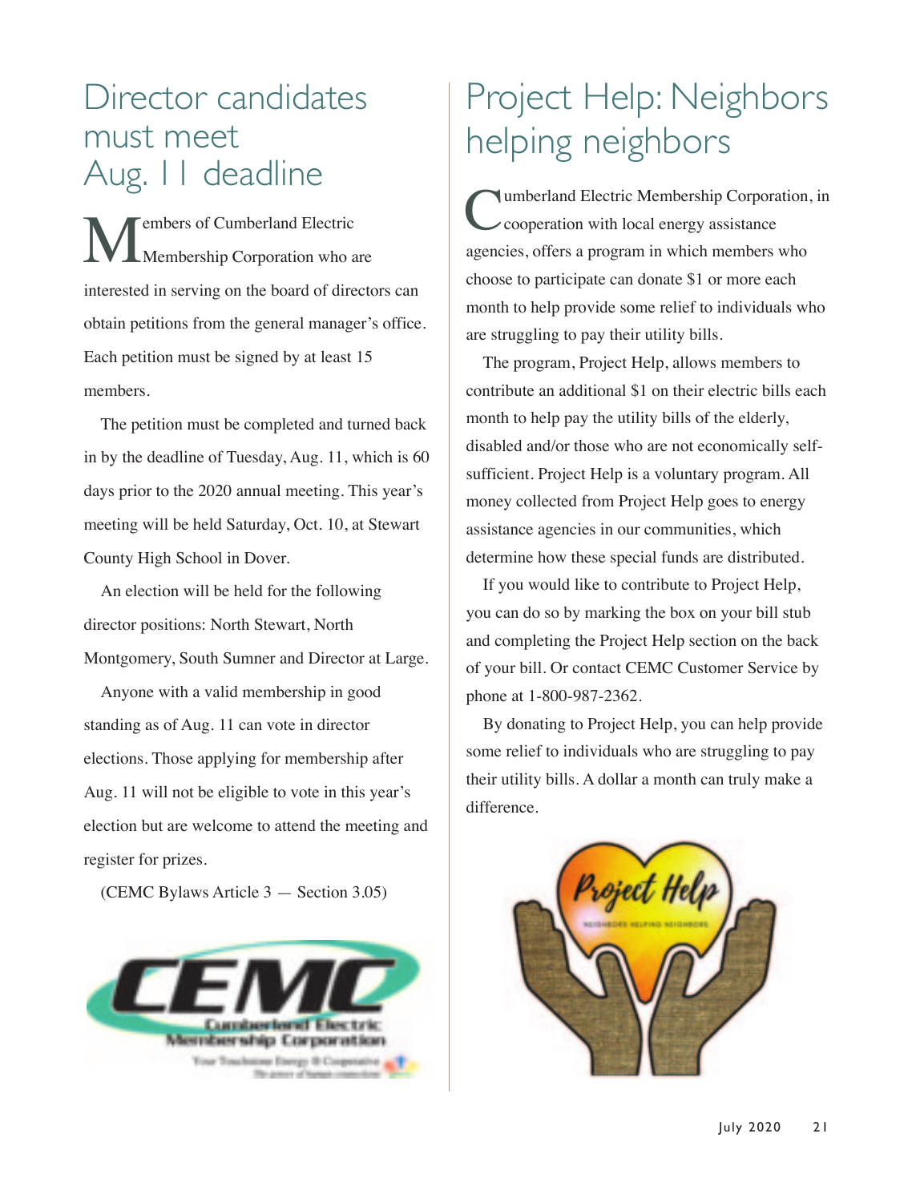# Director candidates must meet Aug. 11 deadline

Members of Cumberland Electric Membership Corporation who are interested in serving on the board of directors can obtain petitions from the general manager's office. Each petition must be signed by at least 15 members.

The petition must be completed and turned back in by the deadline of Tuesday, Aug. 11, which is 60 days prior to the 2020 annual meeting. This year's meeting will be held Saturday, Oct. 10, at Stewart County High School in Dover.

An election will be held for the following director positions: North Stewart, North Montgomery, South Sumner and Director at Large.

Anyone with a valid membership in good standing as of Aug. 11 can vote in director elections. Those applying for membership after Aug. 11 will not be eligible to vote in this year's election but are welcome to attend the meeting and register for prizes.

(CEMC Bylaws Article 3 — Section 3.05)

# Project Help: Neighbors helping neighbors

Cumberland Electric Membership Corporation, in cooperation with local energy assistance agencies, offers a program in which members who choose to participate can donate $1 or more each month to help provide some relief to individuals who are struggling to pay their utility bills.

The program, Project Help, allows members to contribute an additional $1 on their electric bills each month to help pay the utility bills of the elderly, disabled and/or those who are not economically self-sufficient. Project Help is a voluntary program. All money collected from Project Help goes to energy assistance agencies in our communities, which determine how these special funds are distributed.

If you would like to contribute to Project Help, you can do so by marking the box on your bill stub and completing the Project Help section on the back of your bill. Or contact CEMC Customer Service by phone at 1-800-987-2362.

By donating to Project Help, you can help provide some relief to individuals who are struggling to pay their utility bills. A dollar a month can truly make a difference.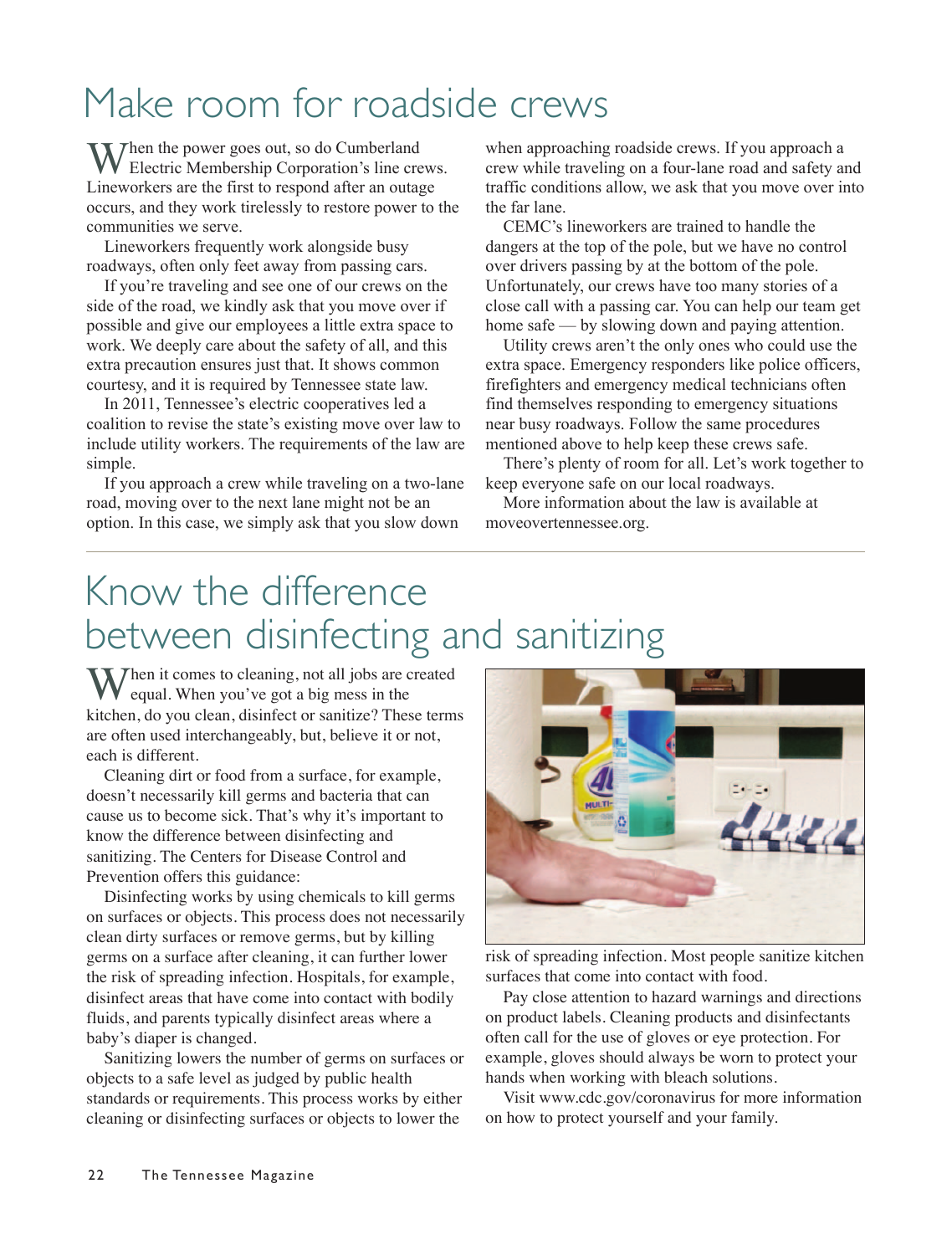# Make room for roadside crews

When the power goes out, so do Cumberland Electric Membership Corporation's line crews. Lineworkers are the first to respond after an outage occurs, and they work tirelessly to restore power to the communities we serve.

Lineworkers frequently work alongside busy roadways, often only feet away from passing cars.

If you're traveling and see one of our crews on the side of the road, we kindly ask that you move over if possible and give our employees a little extra space to work. We deeply care about the safety of all, and this extra precaution ensures just that. It shows common courtesy, and it is required by Tennessee state law.

In 2011, Tennessee's electric cooperatives led a coalition to revise the state's existing move over law to include utility workers. The requirements of the law are simple.

If you approach a crew while traveling on a two-lane road, moving over to the next lane might not be an option. In this case, we simply ask that you slow down when approaching roadside crews. If you approach a crew while traveling on a four-lane road and safety and traffic conditions allow, we ask that you move over into the far lane.

CEMC's lineworkers are trained to handle the dangers at the top of the pole, but we have no control over drivers passing by at the bottom of the pole. Unfortunately, our crews have too many stories of a close call with a passing car. You can help our team get home safe — by slowing down and paying attention.

Utility crews aren't the only ones who could use the extra space. Emergency responders like police officers, firefighters and emergency medical technicians often find themselves responding to emergency situations near busy roadways. Follow the same procedures mentioned above to help keep these crews safe.

There's plenty of room for all. Let's work together to keep everyone safe on our local roadways.

More information about the law is available at moveovertennessee.org.

# Know the difference between disinfecting and sanitizing

When it comes to cleaning, not all jobs are created equal. When you've got a big mess in the kitchen, do you clean, disinfect or sanitize? These terms are often used interchangeably, but, believe it or not, each is different.

Cleaning dirt or food from a surface, for example, doesn't necessarily kill germs and bacteria that can cause us to become sick. That's why it's important to know the difference between disinfecting and sanitizing. The Centers for Disease Control and Prevention offers this guidance:

Disinfecting works by using chemicals to kill germs on surfaces or objects. This process does not necessarily clean dirty surfaces or remove germs, but by killing germs on a surface after cleaning, it can further lower the risk of spreading infection. Hospitals, for example, disinfect areas that have come into contact with bodily fluids, and parents typically disinfect areas where a baby's diaper is changed.

Sanitizing lowers the number of germs on surfaces or objects to a safe level as judged by public health standards or requirements. This process works by either cleaning or disinfecting surfaces or objects to lower the risk of spreading infection. Most people sanitize kitchen surfaces that come into contact with food.

Pay close attention to hazard warnings and directions on product labels. Cleaning products and disinfectants often call for the use of gloves or eye protection. For example, gloves should always be worn to protect your hands when working with bleach solutions.

Visit www.cdc.gov/coronavirus for more information on how to protect yourself and your family.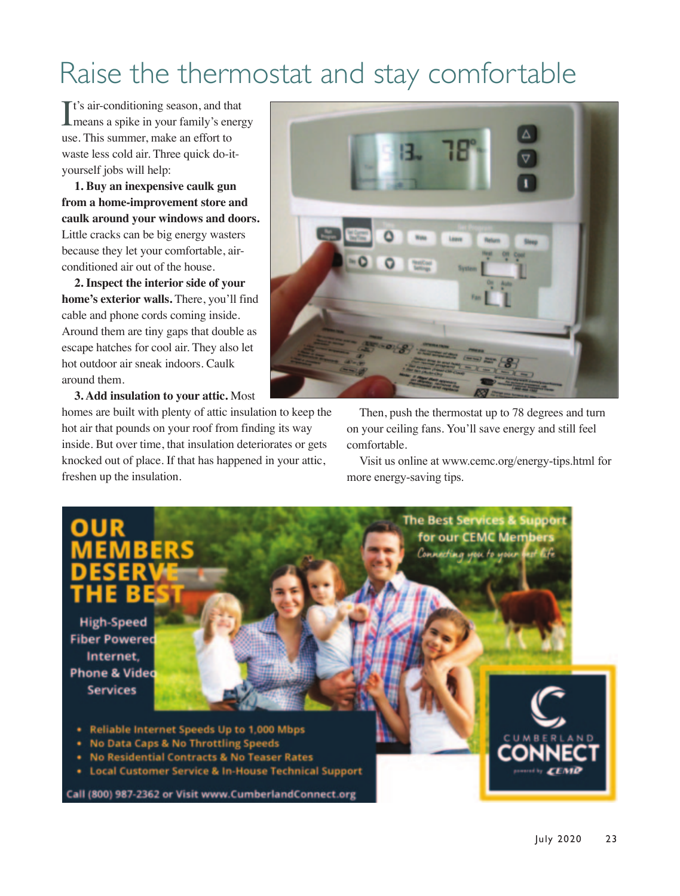# Raise the thermostat and stay comfortable

It's air-conditioning season, and that means a spike in your family's energy use. This summer, make an effort to waste less cold air. Three quick do-it-yourself jobs will help:

**1. Buy an inexpensive caulk gun from a home-improvement store and caulk around your windows and doors.** Little cracks can be big energy wasters because they let your comfortable, air-conditioned air out of the house.

**2. Inspect the interior side of your home's exterior walls.** There, you'll find cable and phone cords coming inside. Around them are tiny gaps that double as escape hatches for cool air. They also let hot outdoor air sneak indoors. Caulk around them.

**3. Add insulation to your attic.** Most homes are built with plenty of attic insulation to keep the hot air that pounds on your roof from finding its way inside. But over time, that insulation deteriorates or gets knocked out of place. If that has happened in your attic, freshen up the insulation.

Then, push the thermostat up to 78 degrees and turn on your ceiling fans. You'll save energy and still feel comfortable.

Visit us online at www.cemc.org/energy-tips.html for more energy-saving tips.

**OUR MEMBERS DESERVE THE BEST**

High-Speed Fiber Powered Internet, Phone & Video Services

The Best Services & Support for our CEMC Members

*Connecting you to your best life*

- Reliable Internet Speeds Up to 1,000 Mbps
- No Data Caps & No Throttling Speeds
- No Residential Contracts & No Teaser Rates
- Local Customer Service & In-House Technical Support

Call (800) 987-2362 or Visit www.CumberlandConnect.org

CUMBERLAND CONNECT powered by CEMC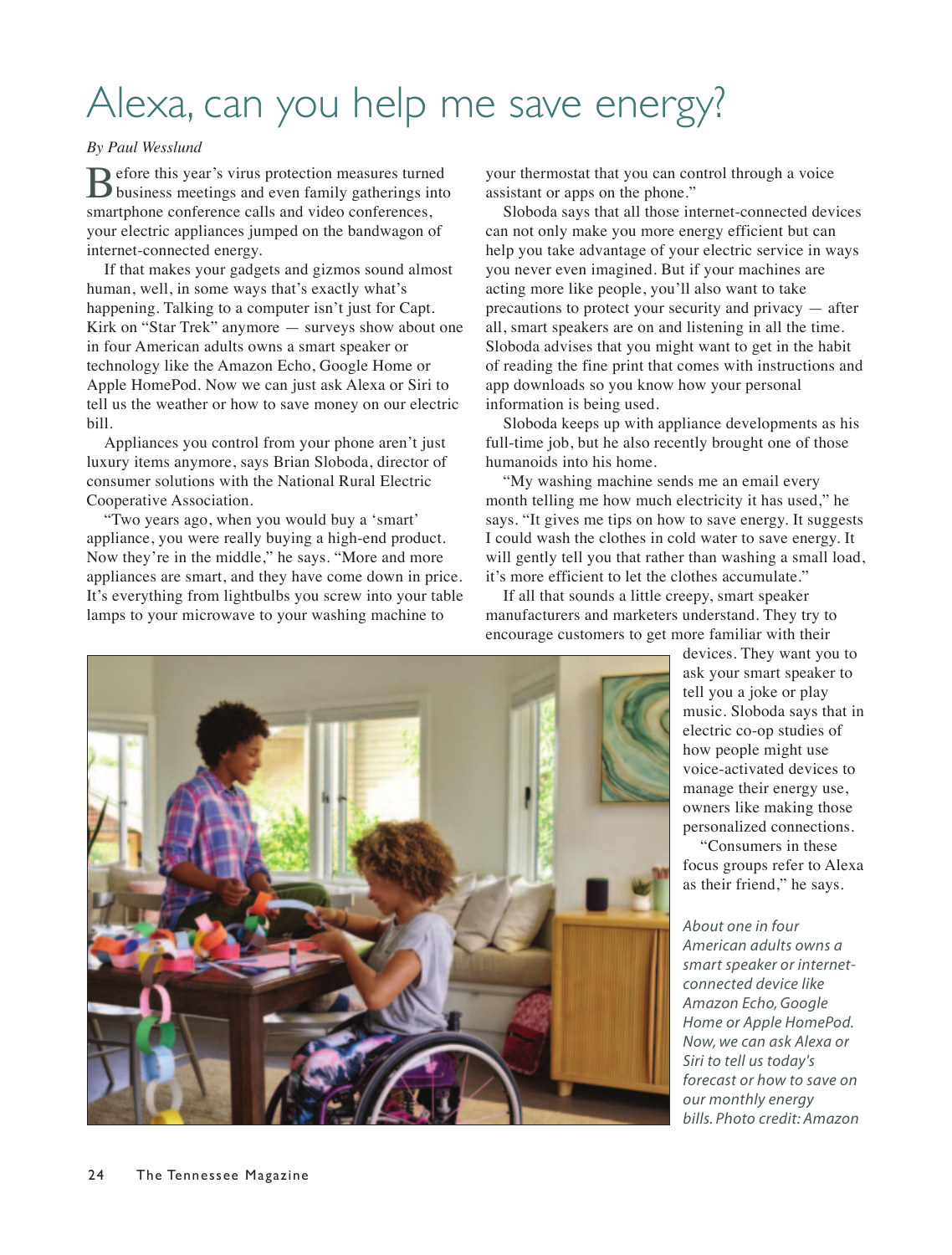# Alexa, can you help me save energy?

*By Paul Wesslund*

Before this year's virus protection measures turned business meetings and even family gatherings into smartphone conference calls and video conferences, your electric appliances jumped on the bandwagon of internet-connected energy.

If that makes your gadgets and gizmos sound almost human, well, in some ways that's exactly what's happening. Talking to a computer isn't just for Capt. Kirk on "Star Trek" anymore — surveys show about one in four American adults owns a smart speaker or technology like the Amazon Echo, Google Home or Apple HomePod. Now we can just ask Alexa or Siri to tell us the weather or how to save money on our electric bill.

Appliances you control from your phone aren't just luxury items anymore, says Brian Sloboda, director of consumer solutions with the National Rural Electric Cooperative Association.

"Two years ago, when you would buy a 'smart' appliance, you were really buying a high-end product. Now they're in the middle," he says. "More and more appliances are smart, and they have come down in price. It's everything from lightbulbs you screw into your table lamps to your microwave to your washing machine to your thermostat that you can control through a voice assistant or apps on the phone."

Sloboda says that all those internet-connected devices can not only make you more energy efficient but can help you take advantage of your electric service in ways you never even imagined. But if your machines are acting more like people, you'll also want to take precautions to protect your security and privacy — after all, smart speakers are on and listening in all the time. Sloboda advises that you might want to get in the habit of reading the fine print that comes with instructions and app downloads so you know how your personal information is being used.

Sloboda keeps up with appliance developments as his full-time job, but he also recently brought one of those humanoids into his home.

"My washing machine sends me an email every month telling me how much electricity it has used," he says. "It gives me tips on how to save energy. It suggests I could wash the clothes in cold water to save energy. It will gently tell you that rather than washing a small load, it's more efficient to let the clothes accumulate."

If all that sounds a little creepy, smart speaker manufacturers and marketers understand. They try to encourage customers to get more familiar with their devices. They want you to ask your smart speaker to tell you a joke or play music. Sloboda says that in electric co-op studies of how people might use voice-activated devices to manage their energy use, owners like making those personalized connections.

"Consumers in these focus groups refer to Alexa as their friend," he says.

*About one in four American adults owns a smart speaker or internet-connected device like Amazon Echo, Google Home or Apple HomePod. Now, we can ask Alexa or Siri to tell us today's forecast or how to save on our monthly energy bills. Photo credit: Amazon*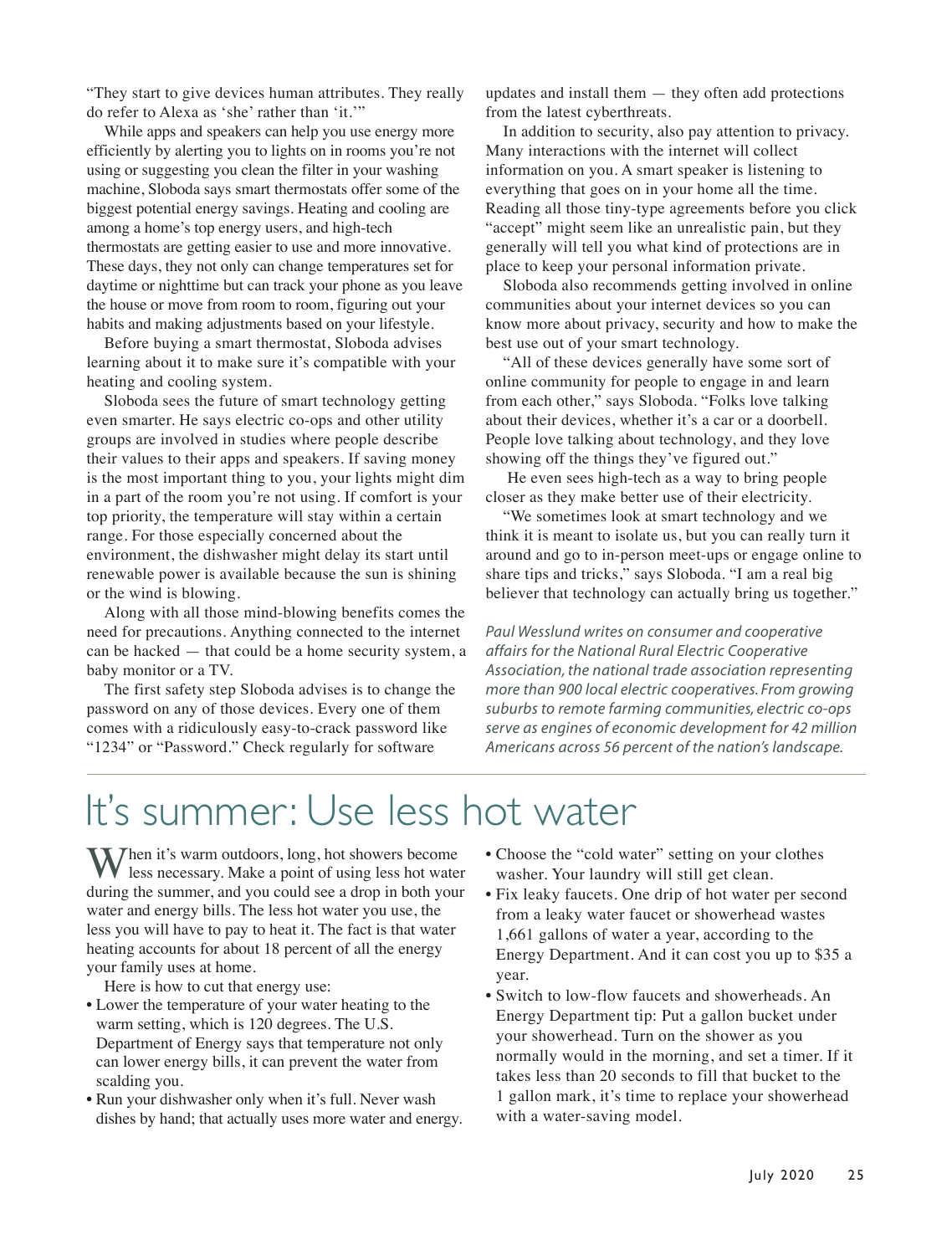"They start to give devices human attributes. They really do refer to Alexa as 'she' rather than 'it.'"

While apps and speakers can help you use energy more efficiently by alerting you to lights on in rooms you're not using or suggesting you clean the filter in your washing machine, Sloboda says smart thermostats offer some of the biggest potential energy savings. Heating and cooling are among a home's top energy users, and high-tech thermostats are getting easier to use and more innovative. These days, they not only can change temperatures set for daytime or nighttime but can track your phone as you leave the house or move from room to room, figuring out your habits and making adjustments based on your lifestyle.

Before buying a smart thermostat, Sloboda advises learning about it to make sure it's compatible with your heating and cooling system.

Sloboda sees the future of smart technology getting even smarter. He says electric co-ops and other utility groups are involved in studies where people describe their values to their apps and speakers. If saving money is the most important thing to you, your lights might dim in a part of the room you're not using. If comfort is your top priority, the temperature will stay within a certain range. For those especially concerned about the environment, the dishwasher might delay its start until renewable power is available because the sun is shining or the wind is blowing.

Along with all those mind-blowing benefits comes the need for precautions. Anything connected to the internet can be hacked — that could be a home security system, a baby monitor or a TV.

The first safety step Sloboda advises is to change the password on any of those devices. Every one of them comes with a ridiculously easy-to-crack password like "1234" or "Password." Check regularly for software updates and install them — they often add protections from the latest cyberthreats.

In addition to security, also pay attention to privacy. Many interactions with the internet will collect information on you. A smart speaker is listening to everything that goes on in your home all the time. Reading all those tiny-type agreements before you click "accept" might seem like an unrealistic pain, but they generally will tell you what kind of protections are in place to keep your personal information private.

Sloboda also recommends getting involved in online communities about your internet devices so you can know more about privacy, security and how to make the best use out of your smart technology.

"All of these devices generally have some sort of online community for people to engage in and learn from each other," says Sloboda. "Folks love talking about their devices, whether it's a car or a doorbell. People love talking about technology, and they love showing off the things they've figured out."

He even sees high-tech as a way to bring people closer as they make better use of their electricity.

"We sometimes look at smart technology and we think it is meant to isolate us, but you can really turn it around and go to in-person meet-ups or engage online to share tips and tricks," says Sloboda. "I am a real big believer that technology can actually bring us together."

*Paul Wesslund writes on consumer and cooperative affairs for the National Rural Electric Cooperative Association, the national trade association representing more than 900 local electric cooperatives. From growing suburbs to remote farming communities, electric co-ops serve as engines of economic development for 42 million Americans across 56 percent of the nation's landscape.*

# It's summer: Use less hot water

When it's warm outdoors, long, hot showers become less necessary. Make a point of using less hot water during the summer, and you could see a drop in both your water and energy bills. The less hot water you use, the less you will have to pay to heat it. The fact is that water heating accounts for about 18 percent of all the energy your family uses at home.

Here is how to cut that energy use:

- Lower the temperature of your water heating to the warm setting, which is 120 degrees. The U.S. Department of Energy says that temperature not only can lower energy bills, it can prevent the water from scalding you.
- Run your dishwasher only when it's full. Never wash dishes by hand; that actually uses more water and energy.
- Choose the "cold water" setting on your clothes washer. Your laundry will still get clean.
- Fix leaky faucets. One drip of hot water per second from a leaky water faucet or showerhead wastes 1,661 gallons of water a year, according to the Energy Department. And it can cost you up to $35 a year.
- Switch to low-flow faucets and showerheads. An Energy Department tip: Put a gallon bucket under your showerhead. Turn on the shower as you normally would in the morning, and set a timer. If it takes less than 20 seconds to fill that bucket to the 1 gallon mark, it's time to replace your showerhead with a water-saving model.